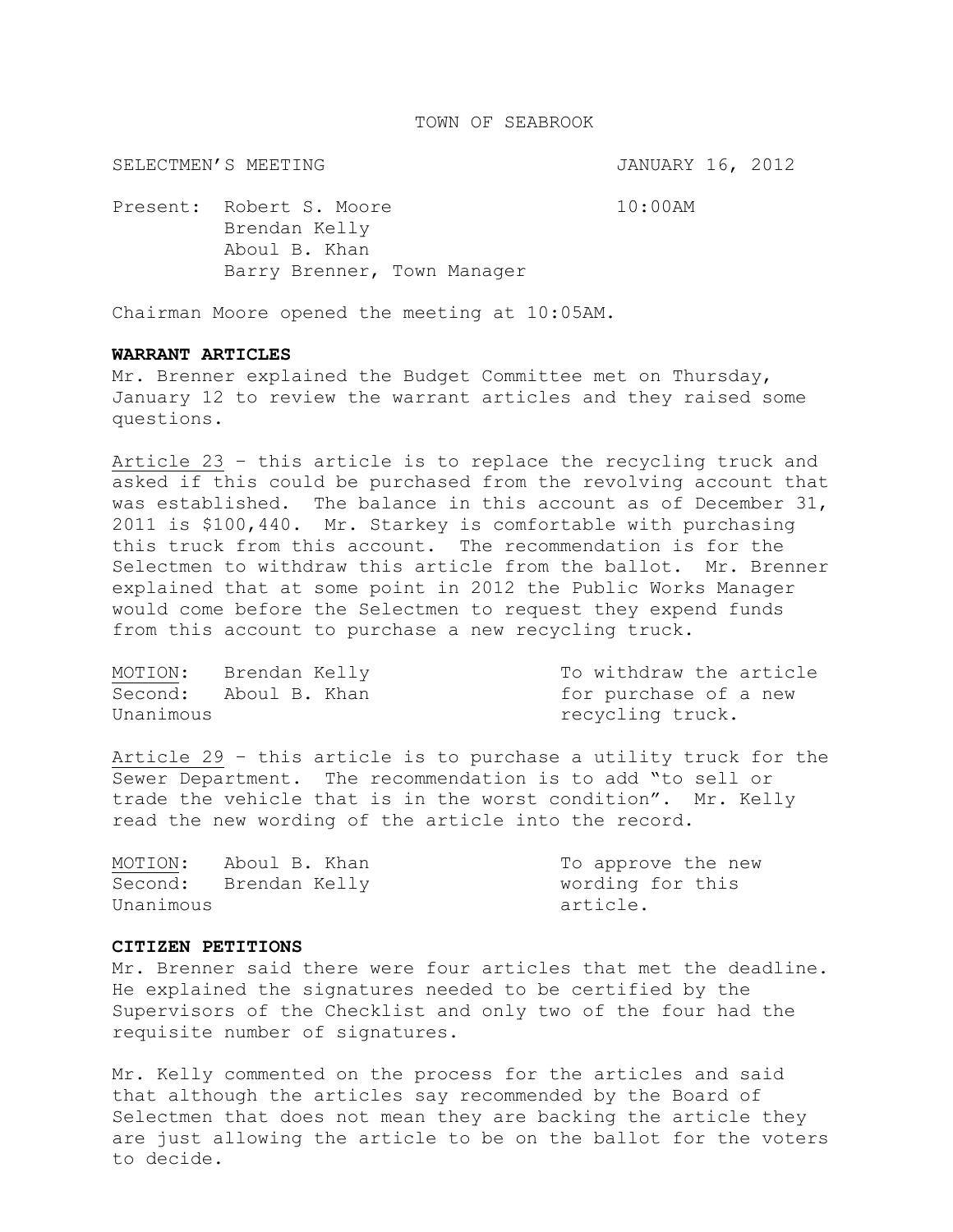TOWN OF SEABROOK

SELECTMEN'S MEETING JANUARY 16, 2012

Present: Robert S. Moore 10:00AM
Brendan Kelly
Aboul B. Khan
Barry Brenner, Town Manager

Chairman Moore opened the meeting at 10:05AM.

**WARRANT ARTICLES**

Mr. Brenner explained the Budget Committee met on Thursday, January 12 to review the warrant articles and they raised some questions.

Article 23 – this article is to replace the recycling truck and asked if this could be purchased from the revolving account that was established. The balance in this account as of December 31, 2011 is $100,440. Mr. Starkey is comfortable with purchasing this truck from this account. The recommendation is for the Selectmen to withdraw this article from the ballot. Mr. Brenner explained that at some point in 2012 the Public Works Manager would come before the Selectmen to request they expend funds from this account to purchase a new recycling truck.

MOTION: Brendan Kelly
Second: Aboul B. Khan
Unanimous

To withdraw the article for purchase of a new recycling truck.

Article 29 – this article is to purchase a utility truck for the Sewer Department. The recommendation is to add "to sell or trade the vehicle that is in the worst condition". Mr. Kelly read the new wording of the article into the record.

MOTION: Aboul B. Khan
Second: Brendan Kelly
Unanimous

To approve the new wording for this article.

**CITIZEN PETITIONS**

Mr. Brenner said there were four articles that met the deadline. He explained the signatures needed to be certified by the Supervisors of the Checklist and only two of the four had the requisite number of signatures.

Mr. Kelly commented on the process for the articles and said that although the articles say recommended by the Board of Selectmen that does not mean they are backing the article they are just allowing the article to be on the ballot for the voters to decide.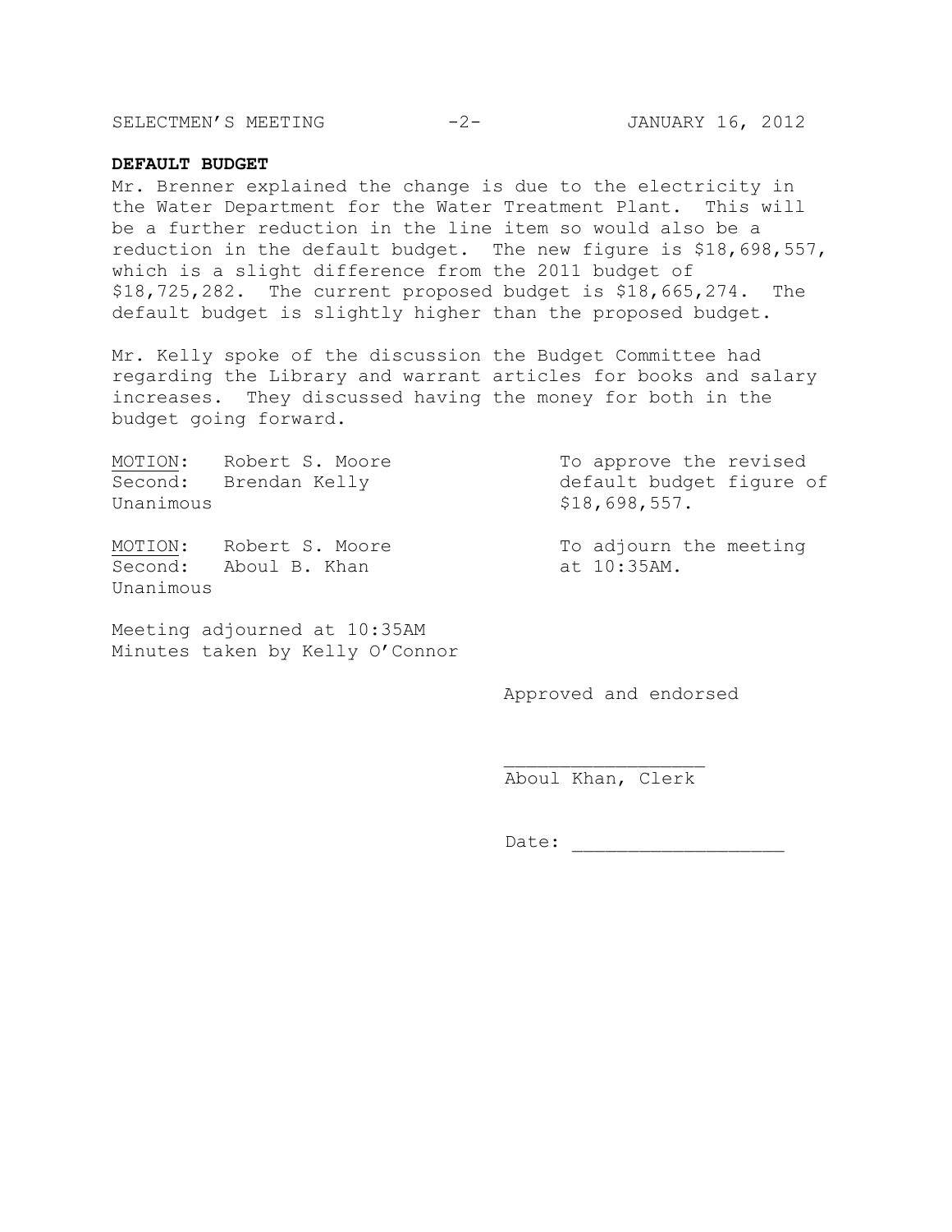**DEFAULT BUDGET**

Mr. Brenner explained the change is due to the electricity in the Water Department for the Water Treatment Plant. This will be a further reduction in the line item so would also be a reduction in the default budget. The new figure is $18,698,557, which is a slight difference from the 2011 budget of $18,725,282. The current proposed budget is $18,665,274. The default budget is slightly higher than the proposed budget.

Mr. Kelly spoke of the discussion the Budget Committee had regarding the Library and warrant articles for books and salary increases. They discussed having the money for both in the budget going forward.

| | | |
|---|---|---|
| MOTION: | Robert S. Moore | To approve the revised default budget figure of $18,698,557. |
| Second: | Brendan Kelly | |
| Unanimous | | |

| | | |
|---|---|---|
| MOTION: | Robert S. Moore | To adjourn the meeting at 10:35AM. |
| Second: | Aboul B. Khan | |
| Unanimous | | |

Meeting adjourned at 10:35AM
Minutes taken by Kelly O'Connor

Approved and endorsed

\_\_\_\_\_\_\_\_\_\_\_\_\_\_\_\_\_\_
Aboul Khan, Clerk

Date: \_\_\_\_\_\_\_\_\_\_\_\_\_\_\_\_\_\_\_